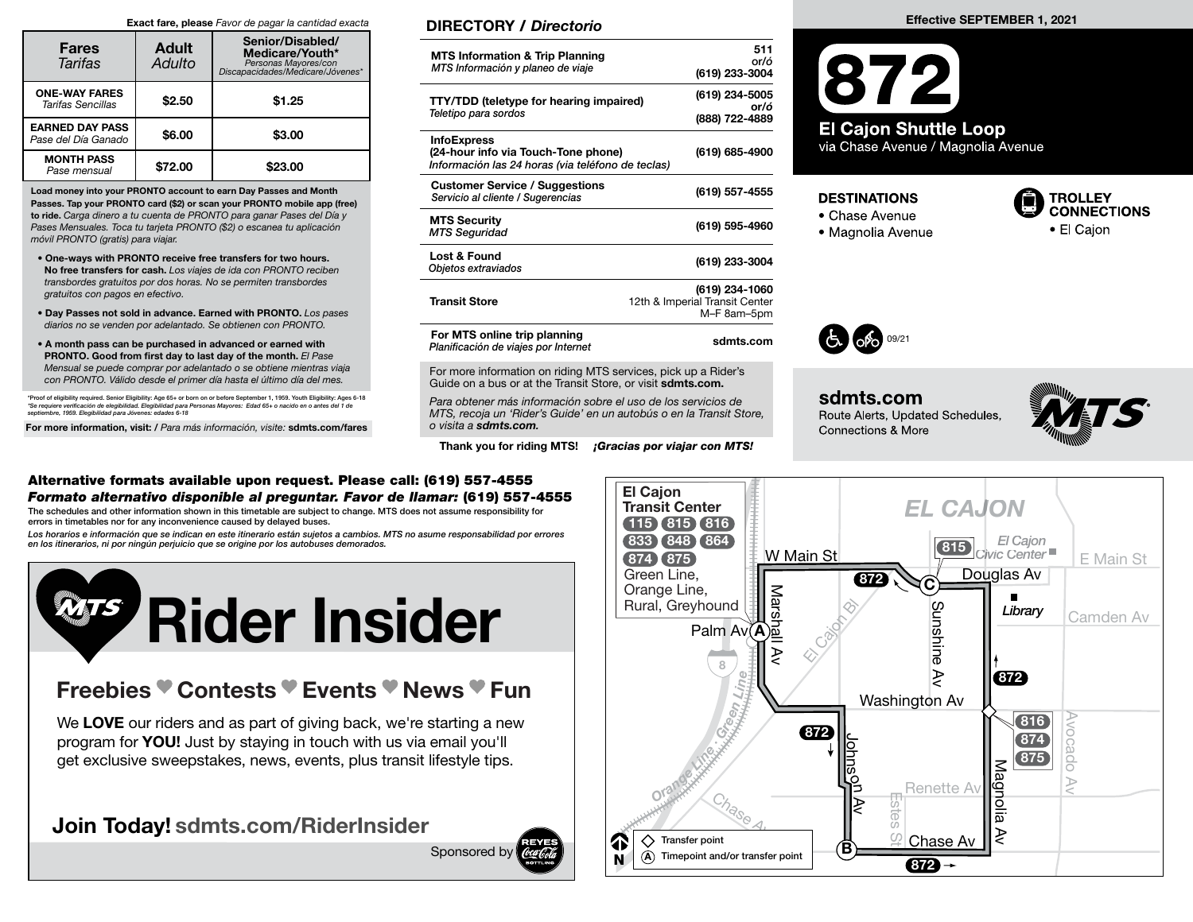**Exact fare, please** *Favor de pagar la cantidad exacta*

| Fares *Tarifas* | Adult *Adulto* | Senior/Disabled/Medicare/Youth* *Personas Mayores/con Discapacidades/Medicare/Jóvenes** |
|---|---|---|
| **ONE-WAY FARES** *Tarifas Sencillas* | $2.50 | $1.25 |
| **EARNED DAY PASS** *Pase del Día Ganado* | $6.00 | $3.00 |
| **MONTH PASS** *Pase mensual* | $72.00 | $23.00 |

**Load money into your PRONTO account to earn Day Passes and Month Passes. Tap your PRONTO card ($2) or scan your PRONTO mobile app (free) to ride.** *Carga dinero a tu cuenta de PRONTO para ganar Pases del Día y Pases Mensuales. Toca tu tarjeta PRONTO ($2) o escanea tu aplicación móvil PRONTO (gratis) para viajar.*

- **One-ways with PRONTO receive free transfers for two hours. No free transfers for cash.** *Los viajes de ida con PRONTO reciben transbordes gratuitos por dos horas. No se permiten transbordes gratuitos con pagos en efectivo.*
- **Day Passes not sold in advance. Earned with PRONTO.** *Los pases diarios no se venden por adelantado. Se obtienen con PRONTO.*
- **A month pass can be purchased in advanced or earned with PRONTO. Good from first day to last day of the month.** *El Pase Mensual se puede comprar por adelantado o se obtiene mientras viaja con PRONTO. Válido desde el primer día hasta el último día del mes.*

*Proof of eligibility required. Senior Eligibility: Age 65+ or born on or before September 1, 1959. Youth Eligibility: Ages 6-18
*Se requiere verificación de elegibilidad. Elegibilidad para Personas Mayores: Edad 65+ o nacido en o antes del 1 de septiembre, 1959. Elegibilidad para Jóvenes: edades 6-18

**For more information, visit:** / *Para más información, visite:* **sdmts.com/fares**

## DIRECTORY / *Directorio*

| | |
|---|---|
| **MTS Information & Trip Planning** *MTS Información y planeo de viaje* | 511 or/ó (619) 233-3004 |
| **TTY/TDD (teletype for hearing impaired)** *Teletipo para sordos* | (619) 234-5005 or/ó (888) 722-4889 |
| **InfoExpress (24-hour info via Touch-Tone phone)** *Información las 24 horas (via teléfono de teclas)* | (619) 685-4900 |
| **Customer Service / Suggestions** *Servicio al cliente / Sugerencias* | (619) 557-4555 |
| **MTS Security** *MTS Seguridad* | (619) 595-4960 |
| **Lost & Found** *Objetos extraviados* | (619) 233-3004 |
| **Transit Store** | (619) 234-1060 12th & Imperial Transit Center M–F 8am–5pm |
| **For MTS online trip planning** *Planificación de viajes por Internet* | sdmts.com |

For more information on riding MTS services, pick up a Rider's Guide on a bus or at the Transit Store, or visit **sdmts.com.**

*Para obtener más información sobre el uso de los servicios de MTS, recoja un 'Rider's Guide' en un autobús o en la Transit Store, o visita a **sdmts.com.***

**Thank you for riding MTS!** ***¡Gracias por viajar con MTS!***

**Effective SEPTEMBER 1, 2021**

# 872

## El Cajon Shuttle Loop

via Chase Avenue / Magnolia Avenue

**DESTINATIONS**
- Chase Avenue
- Magnolia Avenue

**TROLLEY CONNECTIONS**
- El Cajon

09/21

**sdmts.com**
Route Alerts, Updated Schedules, Connections & More

**Alternative formats available upon request. Please call: (619) 557-4555**
***Formato alternativo disponible al preguntar. Favor de llamar:* (619) 557-4555**

The schedules and other information shown in this timetable are subject to change. MTS does not assume responsibility for errors in timetables nor for any inconvenience caused by delayed buses.

*Los horarios e información que se indican en este itinerario están sujetos a cambios. MTS no asume responsabilidad por errores en los itinerarios, ni por ningún perjuicio que se origine por los autobuses demorados.*

# Rider Insider

## Freebies ♥ Contests ♥ Events ♥ News ♥ Fun

We **LOVE** our riders and as part of giving back, we're starting a new program for **YOU!** Just by staying in touch with us via email you'll get exclusive sweepstakes, news, events, plus transit lifestyle tips.

**Join Today! sdmts.com/RiderInsider**

Sponsored by REYES Coca-Cola Bottling

**El Cajon Transit Center**: 115, 815, 816, 833, 848, 864, 874, 875; Green Line, Orange Line, Rural, Greyhound

EL CAJON

A – Palm Av / Marshall Av
B – Chase Av / Johnson Av
C – Douglas Av / Sunshine Av (815, El Cajon Civic Center)

Transfer point at Washington Av & Magnolia Av: 816, 874, 875

W Main St, E Main St, Douglas Av, Camden Av, Washington Av, Renette Av, Chase Av, El Cajon Bl, Marshall Av, Sunshine Av, Johnson Av, Estes St, Magnolia Av, Avocado Av, Library, Orange Line, Green Line

◇ Transfer point
Ⓐ Timepoint and/or transfer point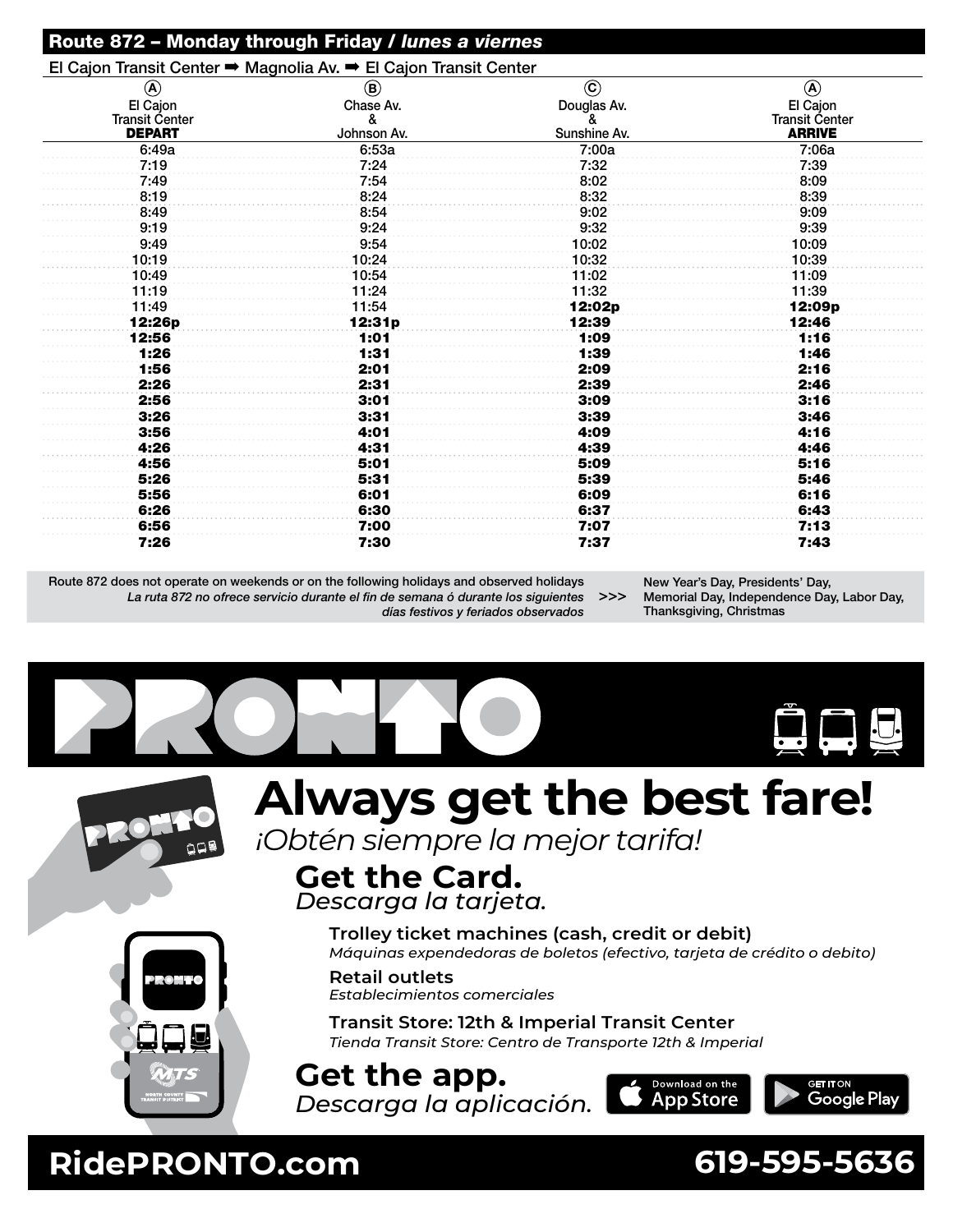## Route 872 – Monday through Friday / *lunes a viernes*

El Cajon Transit Center ➡ Magnolia Av. ➡ El Cajon Transit Center

| Ⓐ El Cajon Transit Center **DEPART** | Ⓑ Chase Av. & Johnson Av. | Ⓒ Douglas Av. & Sunshine Av. | Ⓐ El Cajon Transit Center **ARRIVE** |
|---|---|---|---|
| 6:49a | 6:53a | 7:00a | 7:06a |
| 7:19 | 7:24 | 7:32 | 7:39 |
| 7:49 | 7:54 | 8:02 | 8:09 |
| 8:19 | 8:24 | 8:32 | 8:39 |
| 8:49 | 8:54 | 9:02 | 9:09 |
| 9:19 | 9:24 | 9:32 | 9:39 |
| 9:49 | 9:54 | 10:02 | 10:09 |
| 10:19 | 10:24 | 10:32 | 10:39 |
| 10:49 | 10:54 | 11:02 | 11:09 |
| 11:19 | 11:24 | 11:32 | 11:39 |
| 11:49 | 11:54 | **12:02p** | **12:09p** |
| **12:26p** | **12:31p** | **12:39** | **12:46** |
| **12:56** | **1:01** | **1:09** | **1:16** |
| **1:26** | **1:31** | **1:39** | **1:46** |
| **1:56** | **2:01** | **2:09** | **2:16** |
| **2:26** | **2:31** | **2:39** | **2:46** |
| **2:56** | **3:01** | **3:09** | **3:16** |
| **3:26** | **3:31** | **3:39** | **3:46** |
| **3:56** | **4:01** | **4:09** | **4:16** |
| **4:26** | **4:31** | **4:39** | **4:46** |
| **4:56** | **5:01** | **5:09** | **5:16** |
| **5:26** | **5:31** | **5:39** | **5:46** |
| **5:56** | **6:01** | **6:09** | **6:16** |
| **6:26** | **6:30** | **6:37** | **6:43** |
| **6:56** | **7:00** | **7:07** | **7:13** |
| **7:26** | **7:30** | **7:37** | **7:43** |

Route 872 does not operate on weekends or on the following holidays and observed holidays
*La ruta 872 no ofrece servicio durante el fin de semana ó durante los siguientes días festivos y feriados observados* >>> New Year's Day, Presidents' Day, Memorial Day, Independence Day, Labor Day, Thanksgiving, Christmas

# PRONTO

## Always get the best fare!

*¡Obtén siempre la mejor tarifa!*

### Get the Card.

*Descarga la tarjeta.*

**Trolley ticket machines (cash, credit or debit)**
*Máquinas expendedoras de boletos (efectivo, tarjeta de crédito o debito)*

**Retail outlets**
*Establecimientos comerciales*

**Transit Store: 12th & Imperial Transit Center**
*Tienda Transit Store: Centro de Transporte 12th & Imperial*

### Get the app.

*Descarga la aplicación.*

Download on the App Store | GET IT ON Google Play

**RidePRONTO.com** **619-595-5636**